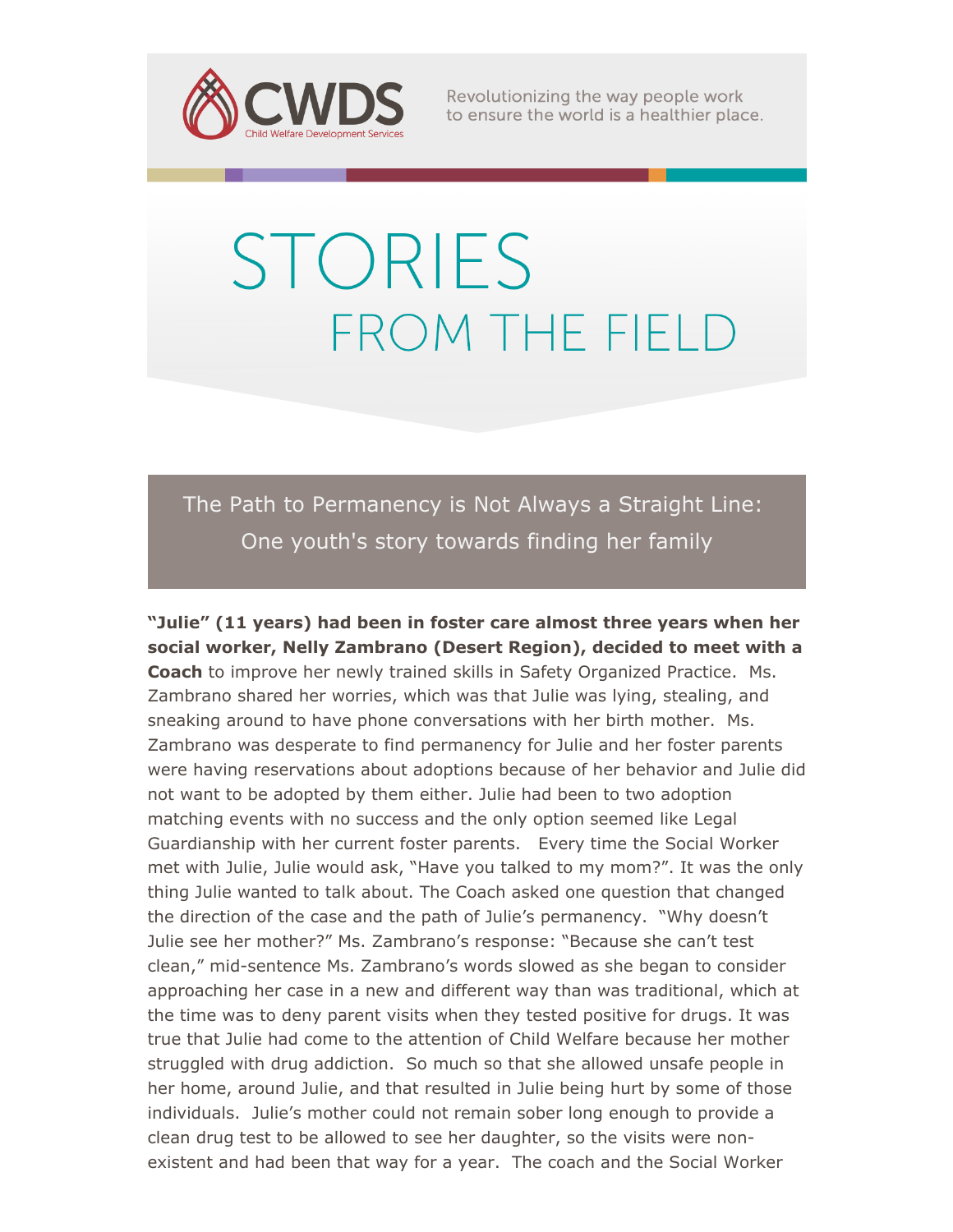CWDS
Child Welfare Development Services

Revolutionizing the way people work to ensure the world is a healthier place.

# STORIES FROM THE FIELD

## The Path to Permanency is Not Always a Straight Line: One youth's story towards finding her family

**"Julie" (11 years) had been in foster care almost three years when her social worker, Nelly Zambrano (Desert Region), decided to meet with a Coach** to improve her newly trained skills in Safety Organized Practice. Ms. Zambrano shared her worries, which was that Julie was lying, stealing, and sneaking around to have phone conversations with her birth mother. Ms. Zambrano was desperate to find permanency for Julie and her foster parents were having reservations about adoptions because of her behavior and Julie did not want to be adopted by them either. Julie had been to two adoption matching events with no success and the only option seemed like Legal Guardianship with her current foster parents. Every time the Social Worker met with Julie, Julie would ask, "Have you talked to my mom?". It was the only thing Julie wanted to talk about. The Coach asked one question that changed the direction of the case and the path of Julie's permanency. "Why doesn't Julie see her mother?" Ms. Zambrano's response: "Because she can't test clean," mid-sentence Ms. Zambrano's words slowed as she began to consider approaching her case in a new and different way than was traditional, which at the time was to deny parent visits when they tested positive for drugs. It was true that Julie had come to the attention of Child Welfare because her mother struggled with drug addiction. So much so that she allowed unsafe people in her home, around Julie, and that resulted in Julie being hurt by some of those individuals. Julie's mother could not remain sober long enough to provide a clean drug test to be allowed to see her daughter, so the visits were non-existent and had been that way for a year. The coach and the Social Worker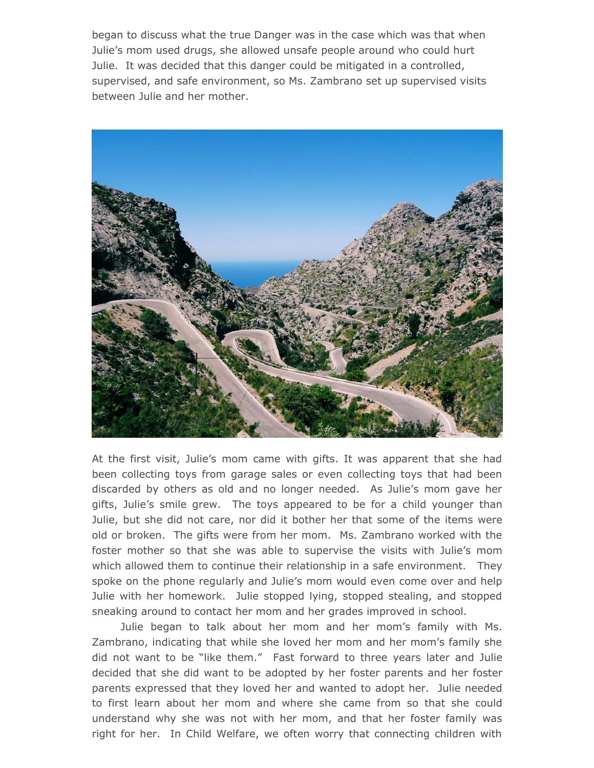began to discuss what the true Danger was in the case which was that when Julie's mom used drugs, she allowed unsafe people around who could hurt Julie. It was decided that this danger could be mitigated in a controlled, supervised, and safe environment, so Ms. Zambrano set up supervised visits between Julie and her mother.

At the first visit, Julie's mom came with gifts. It was apparent that she had been collecting toys from garage sales or even collecting toys that had been discarded by others as old and no longer needed. As Julie's mom gave her gifts, Julie's smile grew. The toys appeared to be for a child younger than Julie, but she did not care, nor did it bother her that some of the items were old or broken. The gifts were from her mom. Ms. Zambrano worked with the foster mother so that she was able to supervise the visits with Julie's mom which allowed them to continue their relationship in a safe environment. They spoke on the phone regularly and Julie's mom would even come over and help Julie with her homework. Julie stopped lying, stopped stealing, and stopped sneaking around to contact her mom and her grades improved in school.

Julie began to talk about her mom and her mom's family with Ms. Zambrano, indicating that while she loved her mom and her mom's family she did not want to be "like them." Fast forward to three years later and Julie decided that she did want to be adopted by her foster parents and her foster parents expressed that they loved her and wanted to adopt her. Julie needed to first learn about her mom and where she came from so that she could understand why she was not with her mom, and that her foster family was right for her. In Child Welfare, we often worry that connecting children with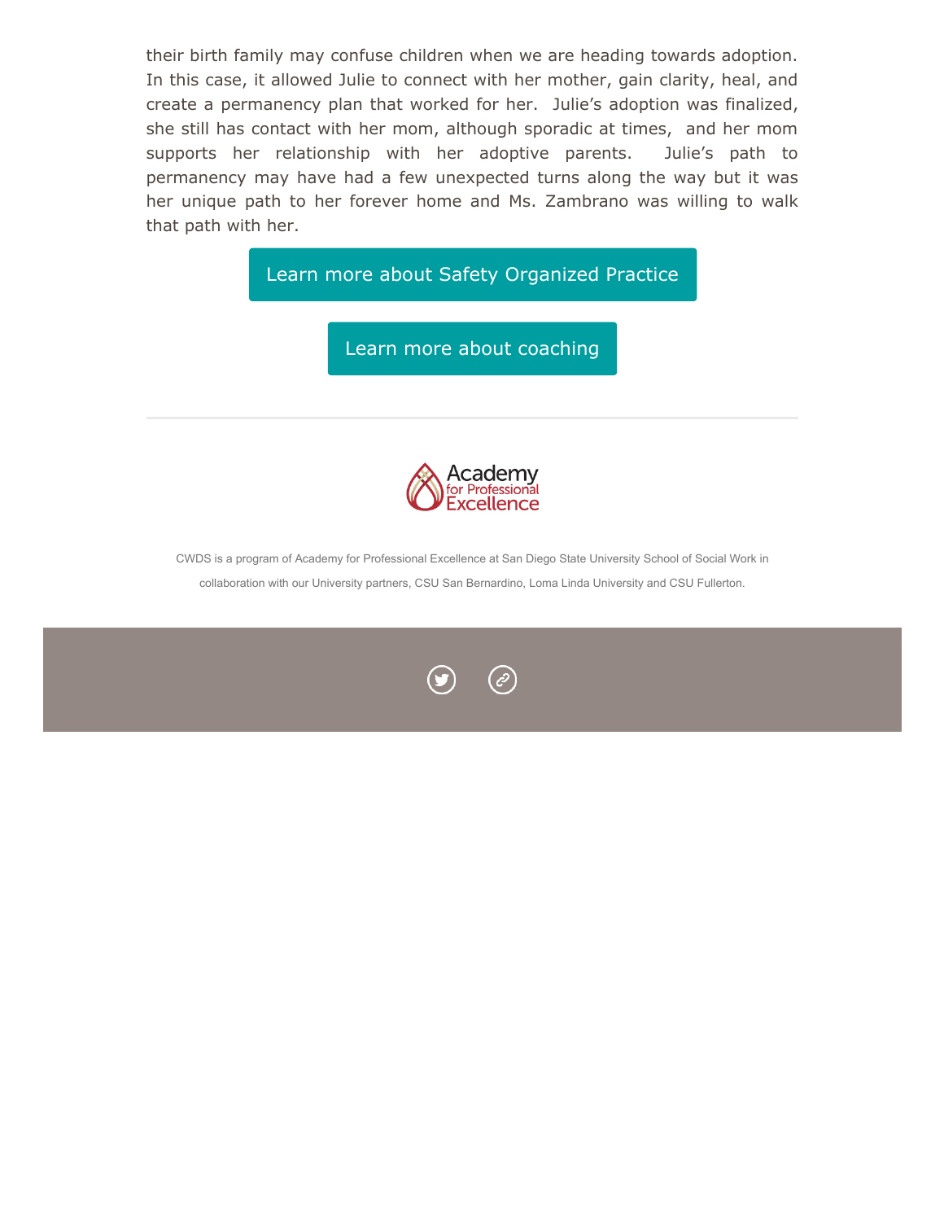their birth family may confuse children when we are heading towards adoption. In this case, it allowed Julie to connect with her mother, gain clarity, heal, and create a permanency plan that worked for her. Julie's adoption was finalized, she still has contact with her mom, although sporadic at times, and her mom supports her relationship with her adoptive parents. Julie's path to permanency may have had a few unexpected turns along the way but it was her unique path to her forever home and Ms. Zambrano was willing to walk that path with her.

Learn more about Safety Organized Practice

Learn more about coaching

---

Academy for Professional Excellence

CWDS is a program of Academy for Professional Excellence at San Diego State University School of Social Work in collaboration with our University partners, CSU San Bernardino, Loma Linda University and CSU Fullerton.